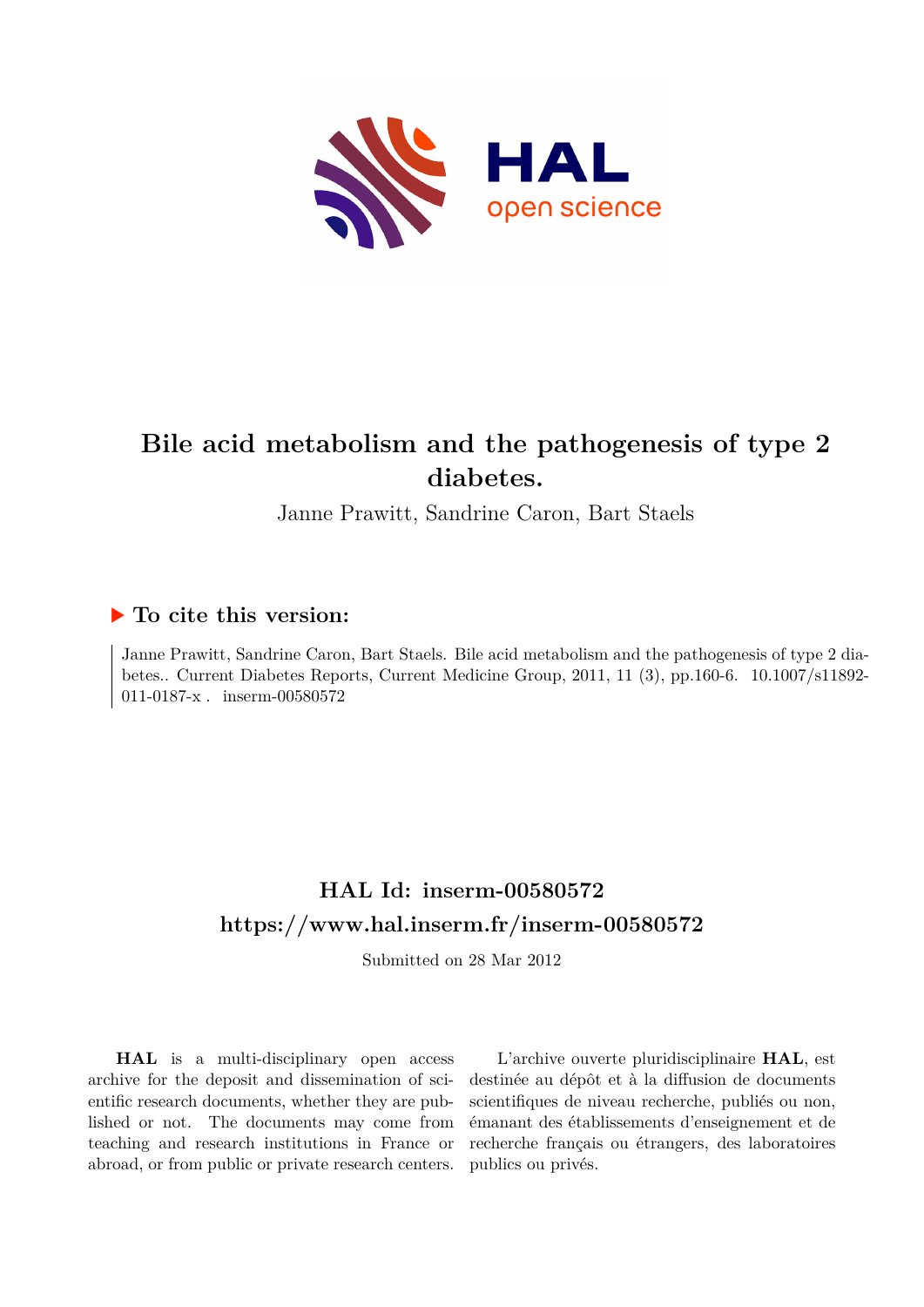# Bile acid metabolism and the pathogenesis of type 2 diabetes.

Janne Prawitt, Sandrine Caron, Bart Staels

## ▶ To cite this version:

Janne Prawitt, Sandrine Caron, Bart Staels. Bile acid metabolism and the pathogenesis of type 2 diabetes.. Current Diabetes Reports, Current Medicine Group, 2011, 11 (3), pp.160-6. 10.1007/s11892-011-0187-x . inserm-00580572

## HAL Id: inserm-00580572
## https://www.hal.inserm.fr/inserm-00580572

Submitted on 28 Mar 2012

**HAL** is a multi-disciplinary open access archive for the deposit and dissemination of scientific research documents, whether they are published or not. The documents may come from teaching and research institutions in France or abroad, or from public or private research centers.

L'archive ouverte pluridisciplinaire **HAL**, est destinée au dépôt et à la diffusion de documents scientifiques de niveau recherche, publiés ou non, émanant des établissements d'enseignement et de recherche français ou étrangers, des laboratoires publics ou privés.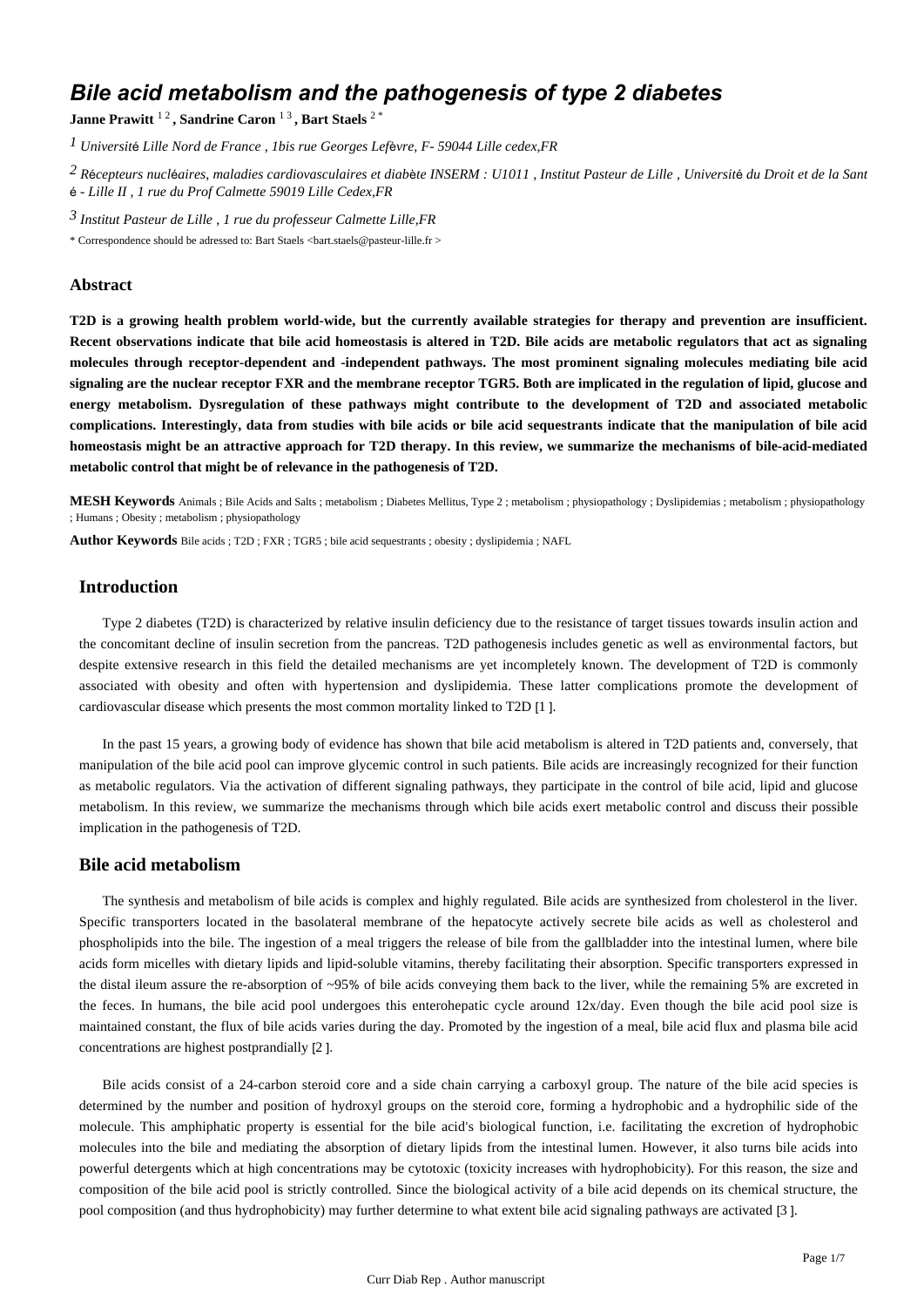# Bile acid metabolism and the pathogenesis of type 2 diabetes

**Janne Prawitt** [1,2] **, Sandrine Caron** [1,3] **, Bart Staels** [2,*]

[1] *Université Lille Nord de France , 1bis rue Georges Lefèvre, F- 59044 Lille cedex,FR*

[2] *Récepteurs nucléaires, maladies cardiovasculaires et diabète INSERM : U1011 , Institut Pasteur de Lille , Université du Droit et de la Santé - Lille II , 1 rue du Prof Calmette 59019 Lille Cedex,FR*

[3] *Institut Pasteur de Lille , 1 rue du professeur Calmette Lille,FR*

* Correspondence should be adressed to: Bart Staels <bart.staels@pasteur-lille.fr >

## Abstract

**T2D is a growing health problem world-wide, but the currently available strategies for therapy and prevention are insufficient. Recent observations indicate that bile acid homeostasis is altered in T2D. Bile acids are metabolic regulators that act as signaling molecules through receptor-dependent and -independent pathways. The most prominent signaling molecules mediating bile acid signaling are the nuclear receptor FXR and the membrane receptor TGR5. Both are implicated in the regulation of lipid, glucose and energy metabolism. Dysregulation of these pathways might contribute to the development of T2D and associated metabolic complications. Interestingly, data from studies with bile acids or bile acid sequestrants indicate that the manipulation of bile acid homeostasis might be an attractive approach for T2D therapy. In this review, we summarize the mechanisms of bile-acid-mediated metabolic control that might be of relevance in the pathogenesis of T2D.**

**MESH Keywords** Animals ; Bile Acids and Salts ; metabolism ; Diabetes Mellitus, Type 2 ; metabolism ; physiopathology ; Dyslipidemias ; metabolism ; physiopathology ; Humans ; Obesity ; metabolism ; physiopathology

**Author Keywords** Bile acids ; T2D ; FXR ; TGR5 ; bile acid sequestrants ; obesity ; dyslipidemia ; NAFL

## Introduction

Type 2 diabetes (T2D) is characterized by relative insulin deficiency due to the resistance of target tissues towards insulin action and the concomitant decline of insulin secretion from the pancreas. T2D pathogenesis includes genetic as well as environmental factors, but despite extensive research in this field the detailed mechanisms are yet incompletely known. The development of T2D is commonly associated with obesity and often with hypertension and dyslipidemia. These latter complications promote the development of cardiovascular disease which presents the most common mortality linked to T2D [1 ].

In the past 15 years, a growing body of evidence has shown that bile acid metabolism is altered in T2D patients and, conversely, that manipulation of the bile acid pool can improve glycemic control in such patients. Bile acids are increasingly recognized for their function as metabolic regulators. Via the activation of different signaling pathways, they participate in the control of bile acid, lipid and glucose metabolism. In this review, we summarize the mechanisms through which bile acids exert metabolic control and discuss their possible implication in the pathogenesis of T2D.

## Bile acid metabolism

The synthesis and metabolism of bile acids is complex and highly regulated. Bile acids are synthesized from cholesterol in the liver. Specific transporters located in the basolateral membrane of the hepatocyte actively secrete bile acids as well as cholesterol and phospholipids into the bile. The ingestion of a meal triggers the release of bile from the gallbladder into the intestinal lumen, where bile acids form micelles with dietary lipids and lipid-soluble vitamins, thereby facilitating their absorption. Specific transporters expressed in the distal ileum assure the re-absorption of ~95% of bile acids conveying them back to the liver, while the remaining 5% are excreted in the feces. In humans, the bile acid pool undergoes this enterohepatic cycle around 12x/day. Even though the bile acid pool size is maintained constant, the flux of bile acids varies during the day. Promoted by the ingestion of a meal, bile acid flux and plasma bile acid concentrations are highest postprandially [2 ].

Bile acids consist of a 24-carbon steroid core and a side chain carrying a carboxyl group. The nature of the bile acid species is determined by the number and position of hydroxyl groups on the steroid core, forming a hydrophobic and a hydrophilic side of the molecule. This amphiphatic property is essential for the bile acid's biological function, i.e. facilitating the excretion of hydrophobic molecules into the bile and mediating the absorption of dietary lipids from the intestinal lumen. However, it also turns bile acids into powerful detergents which at high concentrations may be cytotoxic (toxicity increases with hydrophobicity). For this reason, the size and composition of the bile acid pool is strictly controlled. Since the biological activity of a bile acid depends on its chemical structure, the pool composition (and thus hydrophobicity) may further determine to what extent bile acid signaling pathways are activated [3 ].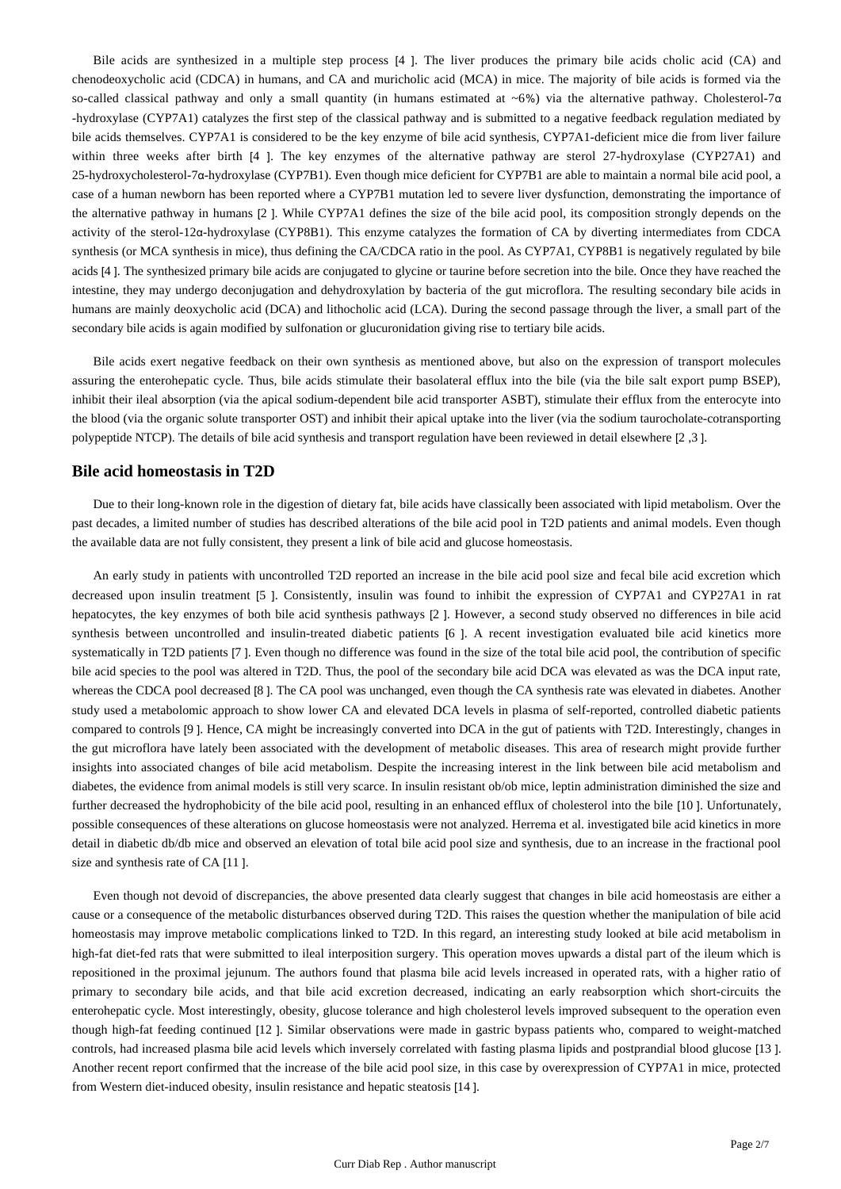Bile acids are synthesized in a multiple step process [4 ]. The liver produces the primary bile acids cholic acid (CA) and chenodeoxycholic acid (CDCA) in humans, and CA and muricholic acid (MCA) in mice. The majority of bile acids is formed via the so-called classical pathway and only a small quantity (in humans estimated at ~6%) via the alternative pathway. Cholesterol-7α -hydroxylase (CYP7A1) catalyzes the first step of the classical pathway and is submitted to a negative feedback regulation mediated by bile acids themselves. CYP7A1 is considered to be the key enzyme of bile acid synthesis, CYP7A1-deficient mice die from liver failure within three weeks after birth [4 ]. The key enzymes of the alternative pathway are sterol 27-hydroxylase (CYP27A1) and 25-hydroxycholesterol-7α-hydroxylase (CYP7B1). Even though mice deficient for CYP7B1 are able to maintain a normal bile acid pool, a case of a human newborn has been reported where a CYP7B1 mutation led to severe liver dysfunction, demonstrating the importance of the alternative pathway in humans [2 ]. While CYP7A1 defines the size of the bile acid pool, its composition strongly depends on the activity of the sterol-12α-hydroxylase (CYP8B1). This enzyme catalyzes the formation of CA by diverting intermediates from CDCA synthesis (or MCA synthesis in mice), thus defining the CA/CDCA ratio in the pool. As CYP7A1, CYP8B1 is negatively regulated by bile acids [4 ]. The synthesized primary bile acids are conjugated to glycine or taurine before secretion into the bile. Once they have reached the intestine, they may undergo deconjugation and dehydroxylation by bacteria of the gut microflora. The resulting secondary bile acids in humans are mainly deoxycholic acid (DCA) and lithocholic acid (LCA). During the second passage through the liver, a small part of the secondary bile acids is again modified by sulfonation or glucuronidation giving rise to tertiary bile acids.

Bile acids exert negative feedback on their own synthesis as mentioned above, but also on the expression of transport molecules assuring the enterohepatic cycle. Thus, bile acids stimulate their basolateral efflux into the bile (via the bile salt export pump BSEP), inhibit their ileal absorption (via the apical sodium-dependent bile acid transporter ASBT), stimulate their efflux from the enterocyte into the blood (via the organic solute transporter OST) and inhibit their apical uptake into the liver (via the sodium taurocholate-cotransporting polypeptide NTCP). The details of bile acid synthesis and transport regulation have been reviewed in detail elsewhere [2 ,3 ].

## Bile acid homeostasis in T2D

Due to their long-known role in the digestion of dietary fat, bile acids have classically been associated with lipid metabolism. Over the past decades, a limited number of studies has described alterations of the bile acid pool in T2D patients and animal models. Even though the available data are not fully consistent, they present a link of bile acid and glucose homeostasis.

An early study in patients with uncontrolled T2D reported an increase in the bile acid pool size and fecal bile acid excretion which decreased upon insulin treatment [5 ]. Consistently, insulin was found to inhibit the expression of CYP7A1 and CYP27A1 in rat hepatocytes, the key enzymes of both bile acid synthesis pathways [2 ]. However, a second study observed no differences in bile acid synthesis between uncontrolled and insulin-treated diabetic patients [6 ]. A recent investigation evaluated bile acid kinetics more systematically in T2D patients [7 ]. Even though no difference was found in the size of the total bile acid pool, the contribution of specific bile acid species to the pool was altered in T2D. Thus, the pool of the secondary bile acid DCA was elevated as was the DCA input rate, whereas the CDCA pool decreased [8 ]. The CA pool was unchanged, even though the CA synthesis rate was elevated in diabetes. Another study used a metabolomic approach to show lower CA and elevated DCA levels in plasma of self-reported, controlled diabetic patients compared to controls [9 ]. Hence, CA might be increasingly converted into DCA in the gut of patients with T2D. Interestingly, changes in the gut microflora have lately been associated with the development of metabolic diseases. This area of research might provide further insights into associated changes of bile acid metabolism. Despite the increasing interest in the link between bile acid metabolism and diabetes, the evidence from animal models is still very scarce. In insulin resistant ob/ob mice, leptin administration diminished the size and further decreased the hydrophobicity of the bile acid pool, resulting in an enhanced efflux of cholesterol into the bile [10 ]. Unfortunately, possible consequences of these alterations on glucose homeostasis were not analyzed. Herrema et al. investigated bile acid kinetics in more detail in diabetic db/db mice and observed an elevation of total bile acid pool size and synthesis, due to an increase in the fractional pool size and synthesis rate of CA [11 ].

Even though not devoid of discrepancies, the above presented data clearly suggest that changes in bile acid homeostasis are either a cause or a consequence of the metabolic disturbances observed during T2D. This raises the question whether the manipulation of bile acid homeostasis may improve metabolic complications linked to T2D. In this regard, an interesting study looked at bile acid metabolism in high-fat diet-fed rats that were submitted to ileal interposition surgery. This operation moves upwards a distal part of the ileum which is repositioned in the proximal jejunum. The authors found that plasma bile acid levels increased in operated rats, with a higher ratio of primary to secondary bile acids, and that bile acid excretion decreased, indicating an early reabsorption which short-circuits the enterohepatic cycle. Most interestingly, obesity, glucose tolerance and high cholesterol levels improved subsequent to the operation even though high-fat feeding continued [12 ]. Similar observations were made in gastric bypass patients who, compared to weight-matched controls, had increased plasma bile acid levels which inversely correlated with fasting plasma lipids and postprandial blood glucose [13 ]. Another recent report confirmed that the increase of the bile acid pool size, in this case by overexpression of CYP7A1 in mice, protected from Western diet-induced obesity, insulin resistance and hepatic steatosis [14 ].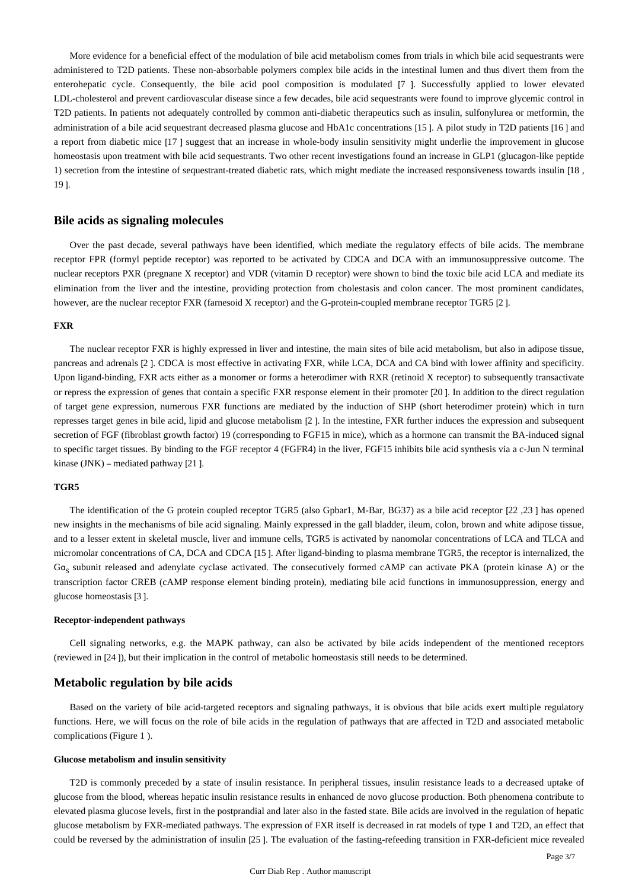More evidence for a beneficial effect of the modulation of bile acid metabolism comes from trials in which bile acid sequestrants were administered to T2D patients. These non-absorbable polymers complex bile acids in the intestinal lumen and thus divert them from the enterohepatic cycle. Consequently, the bile acid pool composition is modulated [7 ]. Successfully applied to lower elevated LDL-cholesterol and prevent cardiovascular disease since a few decades, bile acid sequestrants were found to improve glycemic control in T2D patients. In patients not adequately controlled by common anti-diabetic therapeutics such as insulin, sulfonylurea or metformin, the administration of a bile acid sequestrant decreased plasma glucose and HbA1c concentrations [15 ]. A pilot study in T2D patients [16 ] and a report from diabetic mice [17 ] suggest that an increase in whole-body insulin sensitivity might underlie the improvement in glucose homeostasis upon treatment with bile acid sequestrants. Two other recent investigations found an increase in GLP1 (glucagon-like peptide 1) secretion from the intestine of sequestrant-treated diabetic rats, which might mediate the increased responsiveness towards insulin [18 , 19 ].

## Bile acids as signaling molecules

Over the past decade, several pathways have been identified, which mediate the regulatory effects of bile acids. The membrane receptor FPR (formyl peptide receptor) was reported to be activated by CDCA and DCA with an immunosuppressive outcome. The nuclear receptors PXR (pregnane X receptor) and VDR (vitamin D receptor) were shown to bind the toxic bile acid LCA and mediate its elimination from the liver and the intestine, providing protection from cholestasis and colon cancer. The most prominent candidates, however, are the nuclear receptor FXR (farnesoid X receptor) and the G-protein-coupled membrane receptor TGR5 [2 ].

### FXR

The nuclear receptor FXR is highly expressed in liver and intestine, the main sites of bile acid metabolism, but also in adipose tissue, pancreas and adrenals [2 ]. CDCA is most effective in activating FXR, while LCA, DCA and CA bind with lower affinity and specificity. Upon ligand-binding, FXR acts either as a monomer or forms a heterodimer with RXR (retinoid X receptor) to subsequently transactivate or repress the expression of genes that contain a specific FXR response element in their promoter [20 ]. In addition to the direct regulation of target gene expression, numerous FXR functions are mediated by the induction of SHP (short heterodimer protein) which in turn represses target genes in bile acid, lipid and glucose metabolism [2 ]. In the intestine, FXR further induces the expression and subsequent secretion of FGF (fibroblast growth factor) 19 (corresponding to FGF15 in mice), which as a hormone can transmit the BA-induced signal to specific target tissues. By binding to the FGF receptor 4 (FGFR4) in the liver, FGF15 inhibits bile acid synthesis via a c-Jun N terminal kinase (JNK) – mediated pathway [21 ].

### TGR5

The identification of the G protein coupled receptor TGR5 (also Gpbar1, M-Bar, BG37) as a bile acid receptor [22 ,23 ] has opened new insights in the mechanisms of bile acid signaling. Mainly expressed in the gall bladder, ileum, colon, brown and white adipose tissue, and to a lesser extent in skeletal muscle, liver and immune cells, TGR5 is activated by nanomolar concentrations of LCA and TLCA and micromolar concentrations of CA, DCA and CDCA [15 ]. After ligand-binding to plasma membrane TGR5, the receptor is internalized, the $G\alpha_S$ subunit released and adenylate cyclase activated. The consecutively formed cAMP can activate PKA (protein kinase A) or the transcription factor CREB (cAMP response element binding protein), mediating bile acid functions in immunosuppression, energy and glucose homeostasis [3 ].

#### Receptor-independent pathways

Cell signaling networks, e.g. the MAPK pathway, can also be activated by bile acids independent of the mentioned receptors (reviewed in [24 ]), but their implication in the control of metabolic homeostasis still needs to be determined.

## Metabolic regulation by bile acids

Based on the variety of bile acid-targeted receptors and signaling pathways, it is obvious that bile acids exert multiple regulatory functions. Here, we will focus on the role of bile acids in the regulation of pathways that are affected in T2D and associated metabolic complications (Figure 1 ).

#### Glucose metabolism and insulin sensitivity

T2D is commonly preceded by a state of insulin resistance. In peripheral tissues, insulin resistance leads to a decreased uptake of glucose from the blood, whereas hepatic insulin resistance results in enhanced de novo glucose production. Both phenomena contribute to elevated plasma glucose levels, first in the postprandial and later also in the fasted state. Bile acids are involved in the regulation of hepatic glucose metabolism by FXR-mediated pathways. The expression of FXR itself is decreased in rat models of type 1 and T2D, an effect that could be reversed by the administration of insulin [25 ]. The evaluation of the fasting-refeeding transition in FXR-deficient mice revealed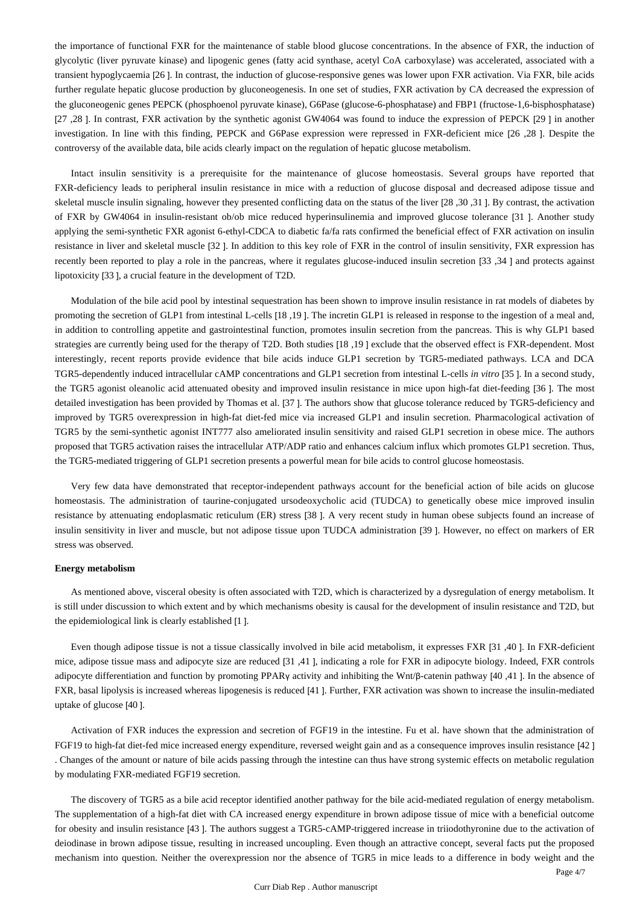the importance of functional FXR for the maintenance of stable blood glucose concentrations. In the absence of FXR, the induction of glycolytic (liver pyruvate kinase) and lipogenic genes (fatty acid synthase, acetyl CoA carboxylase) was accelerated, associated with a transient hypoglycaemia [26 ]. In contrast, the induction of glucose-responsive genes was lower upon FXR activation. Via FXR, bile acids further regulate hepatic glucose production by gluconeogenesis. In one set of studies, FXR activation by CA decreased the expression of the gluconeogenic genes PEPCK (phosphoenol pyruvate kinase), G6Pase (glucose-6-phosphatase) and FBP1 (fructose-1,6-bisphosphatase) [27 ,28 ]. In contrast, FXR activation by the synthetic agonist GW4064 was found to induce the expression of PEPCK [29 ] in another investigation. In line with this finding, PEPCK and G6Pase expression were repressed in FXR-deficient mice [26 ,28 ]. Despite the controversy of the available data, bile acids clearly impact on the regulation of hepatic glucose metabolism.

Intact insulin sensitivity is a prerequisite for the maintenance of glucose homeostasis. Several groups have reported that FXR-deficiency leads to peripheral insulin resistance in mice with a reduction of glucose disposal and decreased adipose tissue and skeletal muscle insulin signaling, however they presented conflicting data on the status of the liver [28 ,30 ,31 ]. By contrast, the activation of FXR by GW4064 in insulin-resistant ob/ob mice reduced hyperinsulinemia and improved glucose tolerance [31 ]. Another study applying the semi-synthetic FXR agonist 6-ethyl-CDCA to diabetic fa/fa rats confirmed the beneficial effect of FXR activation on insulin resistance in liver and skeletal muscle [32 ]. In addition to this key role of FXR in the control of insulin sensitivity, FXR expression has recently been reported to play a role in the pancreas, where it regulates glucose-induced insulin secretion [33 ,34 ] and protects against lipotoxicity [33 ], a crucial feature in the development of T2D.

Modulation of the bile acid pool by intestinal sequestration has been shown to improve insulin resistance in rat models of diabetes by promoting the secretion of GLP1 from intestinal L-cells [18 ,19 ]. The incretin GLP1 is released in response to the ingestion of a meal and, in addition to controlling appetite and gastrointestinal function, promotes insulin secretion from the pancreas. This is why GLP1 based strategies are currently being used for the therapy of T2D. Both studies [18 ,19 ] exclude that the observed effect is FXR-dependent. Most interestingly, recent reports provide evidence that bile acids induce GLP1 secretion by TGR5-mediated pathways. LCA and DCA TGR5-dependently induced intracellular cAMP concentrations and GLP1 secretion from intestinal L-cells *in vitro* [35 ]. In a second study, the TGR5 agonist oleanolic acid attenuated obesity and improved insulin resistance in mice upon high-fat diet-feeding [36 ]. The most detailed investigation has been provided by Thomas et al. [37 ]. The authors show that glucose tolerance reduced by TGR5-deficiency and improved by TGR5 overexpression in high-fat diet-fed mice via increased GLP1 and insulin secretion. Pharmacological activation of TGR5 by the semi-synthetic agonist INT777 also ameliorated insulin sensitivity and raised GLP1 secretion in obese mice. The authors proposed that TGR5 activation raises the intracellular ATP/ADP ratio and enhances calcium influx which promotes GLP1 secretion. Thus, the TGR5-mediated triggering of GLP1 secretion presents a powerful mean for bile acids to control glucose homeostasis.

Very few data have demonstrated that receptor-independent pathways account for the beneficial action of bile acids on glucose homeostasis. The administration of taurine-conjugated ursodeoxycholic acid (TUDCA) to genetically obese mice improved insulin resistance by attenuating endoplasmatic reticulum (ER) stress [38 ]. A very recent study in human obese subjects found an increase of insulin sensitivity in liver and muscle, but not adipose tissue upon TUDCA administration [39 ]. However, no effect on markers of ER stress was observed.

**Energy metabolism**

As mentioned above, visceral obesity is often associated with T2D, which is characterized by a dysregulation of energy metabolism. It is still under discussion to which extent and by which mechanisms obesity is causal for the development of insulin resistance and T2D, but the epidemiological link is clearly established [1 ].

Even though adipose tissue is not a tissue classically involved in bile acid metabolism, it expresses FXR [31 ,40 ]. In FXR-deficient mice, adipose tissue mass and adipocyte size are reduced [31 ,41 ], indicating a role for FXR in adipocyte biology. Indeed, FXR controls adipocyte differentiation and function by promoting PPARγ activity and inhibiting the Wnt/β-catenin pathway [40 ,41 ]. In the absence of FXR, basal lipolysis is increased whereas lipogenesis is reduced [41 ]. Further, FXR activation was shown to increase the insulin-mediated uptake of glucose [40 ].

Activation of FXR induces the expression and secretion of FGF19 in the intestine. Fu et al. have shown that the administration of FGF19 to high-fat diet-fed mice increased energy expenditure, reversed weight gain and as a consequence improves insulin resistance [42 ] . Changes of the amount or nature of bile acids passing through the intestine can thus have strong systemic effects on metabolic regulation by modulating FXR-mediated FGF19 secretion.

The discovery of TGR5 as a bile acid receptor identified another pathway for the bile acid-mediated regulation of energy metabolism. The supplementation of a high-fat diet with CA increased energy expenditure in brown adipose tissue of mice with a beneficial outcome for obesity and insulin resistance [43 ]. The authors suggest a TGR5-cAMP-triggered increase in triiodothyronine due to the activation of deiodinase in brown adipose tissue, resulting in increased uncoupling. Even though an attractive concept, several facts put the proposed mechanism into question. Neither the overexpression nor the absence of TGR5 in mice leads to a difference in body weight and the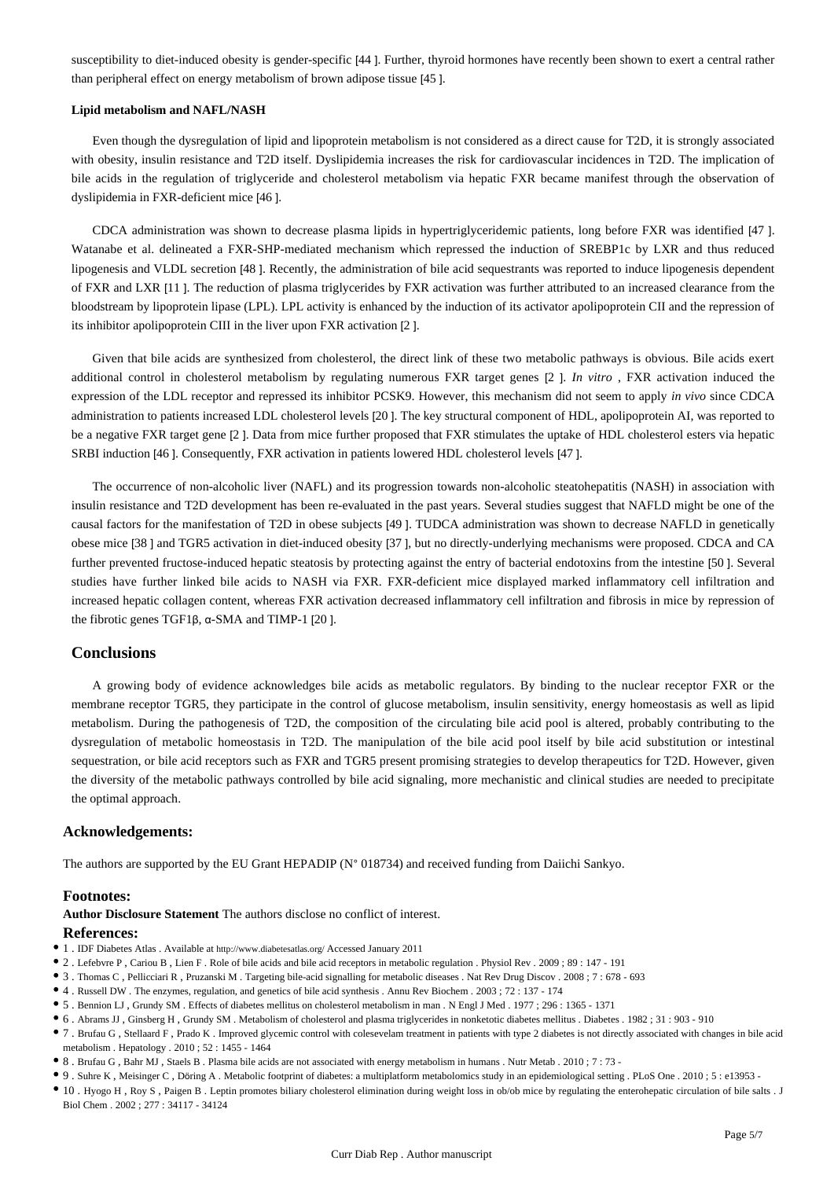susceptibility to diet-induced obesity is gender-specific [44 ]. Further, thyroid hormones have recently been shown to exert a central rather than peripheral effect on energy metabolism of brown adipose tissue [45 ].

**Lipid metabolism and NAFL/NASH**

Even though the dysregulation of lipid and lipoprotein metabolism is not considered as a direct cause for T2D, it is strongly associated with obesity, insulin resistance and T2D itself. Dyslipidemia increases the risk for cardiovascular incidences in T2D. The implication of bile acids in the regulation of triglyceride and cholesterol metabolism via hepatic FXR became manifest through the observation of dyslipidemia in FXR-deficient mice [46 ].

CDCA administration was shown to decrease plasma lipids in hypertriglyceridemic patients, long before FXR was identified [47 ]. Watanabe et al. delineated a FXR-SHP-mediated mechanism which repressed the induction of SREBP1c by LXR and thus reduced lipogenesis and VLDL secretion [48 ]. Recently, the administration of bile acid sequestrants was reported to induce lipogenesis dependent of FXR and LXR [11 ]. The reduction of plasma triglycerides by FXR activation was further attributed to an increased clearance from the bloodstream by lipoprotein lipase (LPL). LPL activity is enhanced by the induction of its activator apolipoprotein CII and the repression of its inhibitor apolipoprotein CIII in the liver upon FXR activation [2 ].

Given that bile acids are synthesized from cholesterol, the direct link of these two metabolic pathways is obvious. Bile acids exert additional control in cholesterol metabolism by regulating numerous FXR target genes [2 ]. *In vitro* , FXR activation induced the expression of the LDL receptor and repressed its inhibitor PCSK9. However, this mechanism did not seem to apply *in vivo* since CDCA administration to patients increased LDL cholesterol levels [20 ]. The key structural component of HDL, apolipoprotein AI, was reported to be a negative FXR target gene [2 ]. Data from mice further proposed that FXR stimulates the uptake of HDL cholesterol esters via hepatic SRBI induction [46 ]. Consequently, FXR activation in patients lowered HDL cholesterol levels [47 ].

The occurrence of non-alcoholic liver (NAFL) and its progression towards non-alcoholic steatohepatitis (NASH) in association with insulin resistance and T2D development has been re-evaluated in the past years. Several studies suggest that NAFLD might be one of the causal factors for the manifestation of T2D in obese subjects [49 ]. TUDCA administration was shown to decrease NAFLD in genetically obese mice [38 ] and TGR5 activation in diet-induced obesity [37 ], but no directly-underlying mechanisms were proposed. CDCA and CA further prevented fructose-induced hepatic steatosis by protecting against the entry of bacterial endotoxins from the intestine [50 ]. Several studies have further linked bile acids to NASH via FXR. FXR-deficient mice displayed marked inflammatory cell infiltration and increased hepatic collagen content, whereas FXR activation decreased inflammatory cell infiltration and fibrosis in mice by repression of the fibrotic genes TGF1β, α-SMA and TIMP-1 [20 ].

## Conclusions

A growing body of evidence acknowledges bile acids as metabolic regulators. By binding to the nuclear receptor FXR or the membrane receptor TGR5, they participate in the control of glucose metabolism, insulin sensitivity, energy homeostasis as well as lipid metabolism. During the pathogenesis of T2D, the composition of the circulating bile acid pool is altered, probably contributing to the dysregulation of metabolic homeostasis in T2D. The manipulation of the bile acid pool itself by bile acid substitution or intestinal sequestration, or bile acid receptors such as FXR and TGR5 present promising strategies to develop therapeutics for T2D. However, given the diversity of the metabolic pathways controlled by bile acid signaling, more mechanistic and clinical studies are needed to precipitate the optimal approach.

### Acknowledgements:

The authors are supported by the EU Grant HEPADIP (N° 018734) and received funding from Daiichi Sankyo.

### Footnotes:

**Author Disclosure Statement** The authors disclose no conflict of interest.

### References:

- 1 . IDF Diabetes Atlas . Available at http://www.diabetesatlas.org/ Accessed January 2011
- 2 . Lefebvre P , Cariou B , Lien F . Role of bile acids and bile acid receptors in metabolic regulation . Physiol Rev . 2009 ; 89 : 147 - 191
- 3 . Thomas C , Pellicciari R , Pruzanski M . Targeting bile-acid signalling for metabolic diseases . Nat Rev Drug Discov . 2008 ; 7 : 678 - 693
- 4 . Russell DW . The enzymes, regulation, and genetics of bile acid synthesis . Annu Rev Biochem . 2003 ; 72 : 137 - 174
- 5 . Bennion LJ , Grundy SM . Effects of diabetes mellitus on cholesterol metabolism in man . N Engl J Med . 1977 ; 296 : 1365 - 1371
- 6 . Abrams JJ , Ginsberg H , Grundy SM . Metabolism of cholesterol and plasma triglycerides in nonketotic diabetes mellitus . Diabetes . 1982 ; 31 : 903 - 910
- 7 . Brufau G , Stellaard F , Prado K . Improved glycemic control with colesevelam treatment in patients with type 2 diabetes is not directly associated with changes in bile acid metabolism . Hepatology . 2010 ; 52 : 1455 - 1464
- 8 . Brufau G , Bahr MJ , Staels B . Plasma bile acids are not associated with energy metabolism in humans . Nutr Metab . 2010 ; 7 : 73 -
- 9 . Suhre K , Meisinger C , Döring A . Metabolic footprint of diabetes: a multiplatform metabolomics study in an epidemiological setting . PLoS One . 2010 ; 5 : e13953 -
- 10 . Hyogo H , Roy S , Paigen B . Leptin promotes biliary cholesterol elimination during weight loss in ob/ob mice by regulating the enterohepatic circulation of bile salts . J Biol Chem . 2002 ; 277 : 34117 - 34124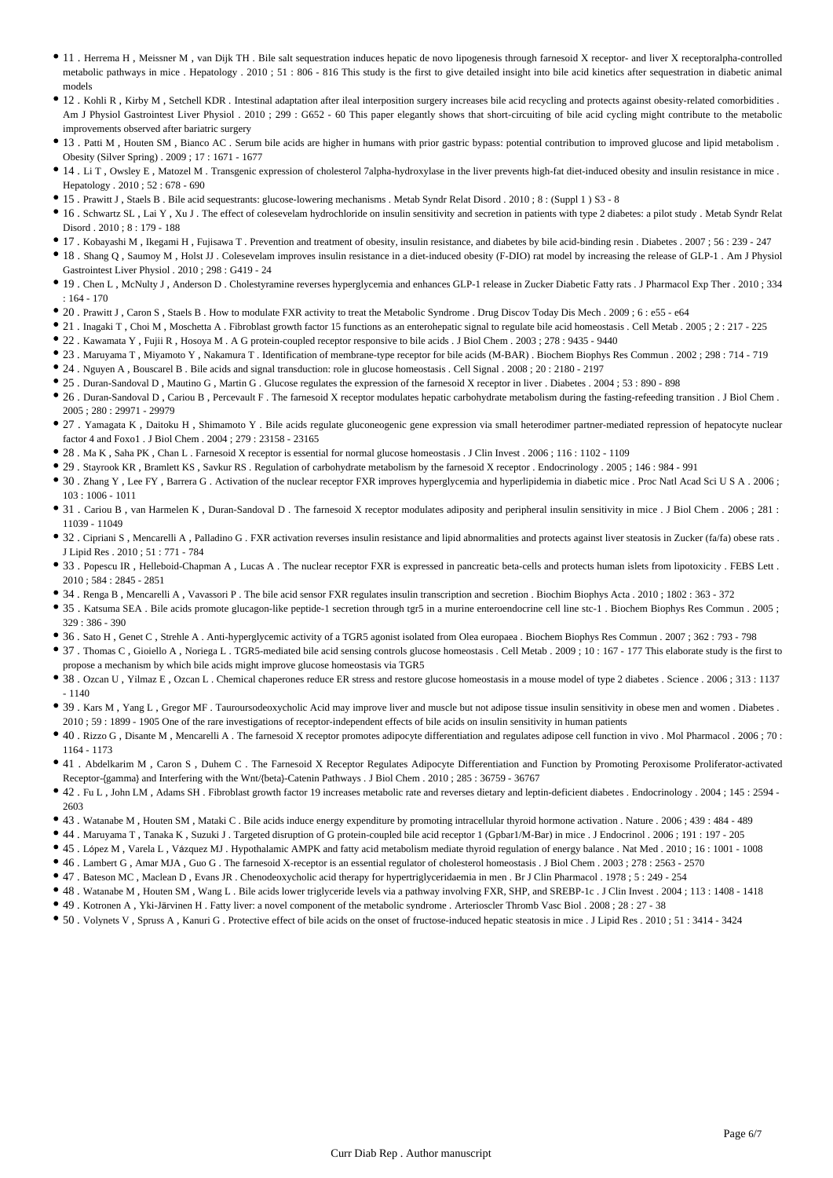- 11 . Herrema H , Meissner M , van Dijk TH . Bile salt sequestration induces hepatic de novo lipogenesis through farnesoid X receptor- and liver X receptoralpha-controlled metabolic pathways in mice . Hepatology . 2010 ; 51 : 806 - 816 This study is the first to give detailed insight into bile acid kinetics after sequestration in diabetic animal models
- 12 . Kohli R , Kirby M , Setchell KDR . Intestinal adaptation after ileal interposition surgery increases bile acid recycling and protects against obesity-related comorbidities . Am J Physiol Gastrointest Liver Physiol . 2010 ; 299 : G652 - 60 This paper elegantly shows that short-circuiting of bile acid cycling might contribute to the metabolic improvements observed after bariatric surgery
- 13 . Patti M , Houten SM , Bianco AC . Serum bile acids are higher in humans with prior gastric bypass: potential contribution to improved glucose and lipid metabolism . Obesity (Silver Spring) . 2009 ; 17 : 1671 - 1677
- 14 . Li T , Owsley E , Matozel M . Transgenic expression of cholesterol 7alpha-hydroxylase in the liver prevents high-fat diet-induced obesity and insulin resistance in mice . Hepatology . 2010 ; 52 : 678 - 690
- 15 . Prawitt J , Staels B . Bile acid sequestrants: glucose-lowering mechanisms . Metab Syndr Relat Disord . 2010 ; 8 : (Suppl 1 ) S3 - 8
- 16 . Schwartz SL , Lai Y , Xu J . The effect of colesevelam hydrochloride on insulin sensitivity and secretion in patients with type 2 diabetes: a pilot study . Metab Syndr Relat Disord . 2010 ; 8 : 179 - 188
- 17 . Kobayashi M , Ikegami H , Fujisawa T . Prevention and treatment of obesity, insulin resistance, and diabetes by bile acid-binding resin . Diabetes . 2007 ; 56 : 239 - 247
- 18 . Shang Q , Saumoy M , Holst JJ . Colesevelam improves insulin resistance in a diet-induced obesity (F-DIO) rat model by increasing the release of GLP-1 . Am J Physiol Gastrointest Liver Physiol . 2010 ; 298 : G419 - 24
- 19 . Chen L , McNulty J , Anderson D . Cholestyramine reverses hyperglycemia and enhances GLP-1 release in Zucker Diabetic Fatty rats . J Pharmacol Exp Ther . 2010 ; 334 : 164 - 170
- 20 . Prawitt J , Caron S , Staels B . How to modulate FXR activity to treat the Metabolic Syndrome . Drug Discov Today Dis Mech . 2009 ; 6 : e55 - e64
- 21 . Inagaki T , Choi M , Moschetta A . Fibroblast growth factor 15 functions as an enterohepatic signal to regulate bile acid homeostasis . Cell Metab . 2005 ; 2 : 217 - 225
- 22 . Kawamata Y , Fujii R , Hosoya M . A G protein-coupled receptor responsive to bile acids . J Biol Chem . 2003 ; 278 : 9435 - 9440
- 23 . Maruyama T , Miyamoto Y , Nakamura T . Identification of membrane-type receptor for bile acids (M-BAR) . Biochem Biophys Res Commun . 2002 ; 298 : 714 - 719
- 24 . Nguyen A , Bouscarel B . Bile acids and signal transduction: role in glucose homeostasis . Cell Signal . 2008 ; 20 : 2180 - 2197
- 25 . Duran-Sandoval D , Mautino G , Martin G . Glucose regulates the expression of the farnesoid X receptor in liver . Diabetes . 2004 ; 53 : 890 - 898
- 26 . Duran-Sandoval D , Cariou B , Percevault F . The farnesoid X receptor modulates hepatic carbohydrate metabolism during the fasting-refeeding transition . J Biol Chem . 2005 ; 280 : 29971 - 29979
- 27 . Yamagata K , Daitoku H , Shimamoto Y . Bile acids regulate gluconeogenic gene expression via small heterodimer partner-mediated repression of hepatocyte nuclear factor 4 and Foxo1 . J Biol Chem . 2004 ; 279 : 23158 - 23165
- 28 . Ma K , Saha PK , Chan L . Farnesoid X receptor is essential for normal glucose homeostasis . J Clin Invest . 2006 ; 116 : 1102 - 1109
- 29 . Stayrook KR , Bramlett KS , Savkur RS . Regulation of carbohydrate metabolism by the farnesoid X receptor . Endocrinology . 2005 ; 146 : 984 - 991
- 30 . Zhang Y , Lee FY , Barrera G . Activation of the nuclear receptor FXR improves hyperglycemia and hyperlipidemia in diabetic mice . Proc Natl Acad Sci U S A . 2006 ; 103 : 1006 - 1011
- 31 . Cariou B , van Harmelen K , Duran-Sandoval D . The farnesoid X receptor modulates adiposity and peripheral insulin sensitivity in mice . J Biol Chem . 2006 ; 281 : 11039 - 11049
- 32 . Cipriani S , Mencarelli A , Palladino G . FXR activation reverses insulin resistance and lipid abnormalities and protects against liver steatosis in Zucker (fa/fa) obese rats . J Lipid Res . 2010 ; 51 : 771 - 784
- 33 . Popescu IR , Helleboid-Chapman A , Lucas A . The nuclear receptor FXR is expressed in pancreatic beta-cells and protects human islets from lipotoxicity . FEBS Lett . 2010 ; 584 : 2845 - 2851
- 34 . Renga B , Mencarelli A , Vavassori P . The bile acid sensor FXR regulates insulin transcription and secretion . Biochim Biophys Acta . 2010 ; 1802 : 363 - 372
- 35 . Katsuma SEA . Bile acids promote glucagon-like peptide-1 secretion through tgr5 in a murine enteroendocrine cell line stc-1 . Biochem Biophys Res Commun . 2005 ; 329 : 386 - 390
- 36 . Sato H , Genet C , Strehle A . Anti-hyperglycemic activity of a TGR5 agonist isolated from Olea europaea . Biochem Biophys Res Commun . 2007 ; 362 : 793 - 798
- 37 . Thomas C , Gioiello A , Noriega L . TGR5-mediated bile acid sensing controls glucose homeostasis . Cell Metab . 2009 ; 10 : 167 - 177 This elaborate study is the first to propose a mechanism by which bile acids might improve glucose homeostasis via TGR5
- 38 . Ozcan U , Yilmaz E , Ozcan L . Chemical chaperones reduce ER stress and restore glucose homeostasis in a mouse model of type 2 diabetes . Science . 2006 ; 313 : 1137 - 1140
- 39 . Kars M , Yang L , Gregor MF . Tauroursodeoxycholic Acid may improve liver and muscle but not adipose tissue insulin sensitivity in obese men and women . Diabetes . 2010 ; 59 : 1899 - 1905 One of the rare investigations of receptor-independent effects of bile acids on insulin sensitivity in human patients
- 40 . Rizzo G , Disante M , Mencarelli A . The farnesoid X receptor promotes adipocyte differentiation and regulates adipose cell function in vivo . Mol Pharmacol . 2006 ; 70 : 1164 - 1173
- 41 . Abdelkarim M , Caron S , Duhem C . The Farnesoid X Receptor Regulates Adipocyte Differentiation and Function by Promoting Peroxisome Proliferator-activated Receptor-{gamma} and Interfering with the Wnt/{beta}-Catenin Pathways . J Biol Chem . 2010 ; 285 : 36759 - 36767
- 42 . Fu L , John LM , Adams SH . Fibroblast growth factor 19 increases metabolic rate and reverses dietary and leptin-deficient diabetes . Endocrinology . 2004 ; 145 : 2594 - 2603
- 43 . Watanabe M , Houten SM , Mataki C . Bile acids induce energy expenditure by promoting intracellular thyroid hormone activation . Nature . 2006 ; 439 : 484 - 489
- 44 . Maruyama T , Tanaka K , Suzuki J . Targeted disruption of G protein-coupled bile acid receptor 1 (Gpbar1/M-Bar) in mice . J Endocrinol . 2006 ; 191 : 197 - 205
- 45 . López M , Varela L , Vázquez MJ . Hypothalamic AMPK and fatty acid metabolism mediate thyroid regulation of energy balance . Nat Med . 2010 ; 16 : 1001 - 1008
- 46 . Lambert G , Amar MJA , Guo G . The farnesoid X-receptor is an essential regulator of cholesterol homeostasis . J Biol Chem . 2003 ; 278 : 2563 - 2570
- 47 . Bateson MC , Maclean D , Evans JR . Chenodeoxycholic acid therapy for hypertriglyceridaemia in men . Br J Clin Pharmacol . 1978 ; 5 : 249 - 254
- 48 . Watanabe M , Houten SM , Wang L . Bile acids lower triglyceride levels via a pathway involving FXR, SHP, and SREBP-1c . J Clin Invest . 2004 ; 113 : 1408 - 1418
- 49 . Kotronen A , Yki-Järvinen H . Fatty liver: a novel component of the metabolic syndrome . Arterioscler Thromb Vasc Biol . 2008 ; 28 : 27 - 38
- 50 . Volynets V , Spruss A , Kanuri G . Protective effect of bile acids on the onset of fructose-induced hepatic steatosis in mice . J Lipid Res . 2010 ; 51 : 3414 - 3424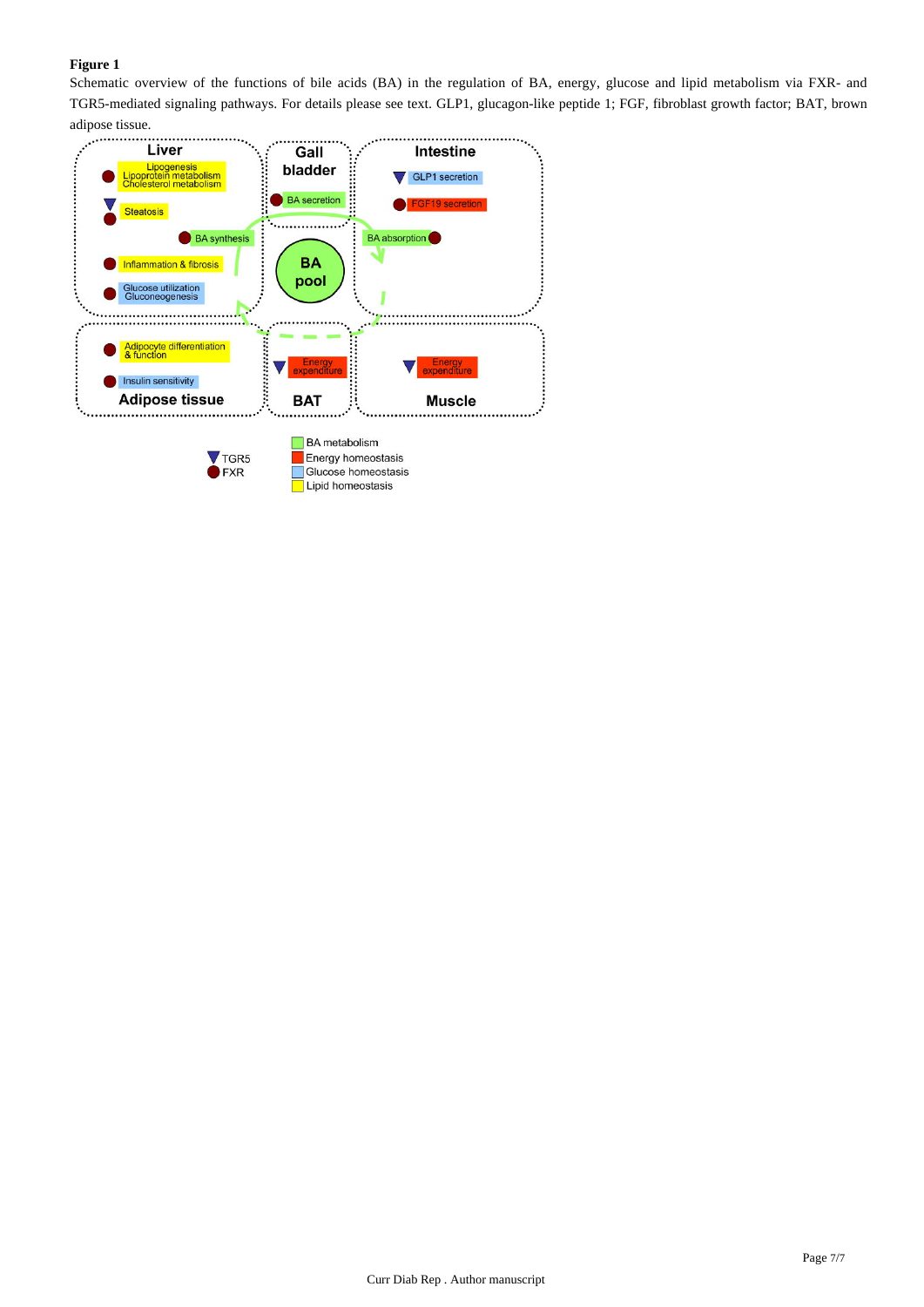**Figure 1**

Schematic overview of the functions of bile acids (BA) in the regulation of BA, energy, glucose and lipid metabolism via FXR- and TGR5-mediated signaling pathways. For details please see text. GLP1, glucagon-like peptide 1; FGF, fibroblast growth factor; BAT, brown adipose tissue.

Liver
Lipogenesis
Lipoprotein metabolism
Cholesterol metabolism
Steatosis
BA synthesis
Inflammation & fibrosis
Glucose utilization
Gluconeogenesis

Gall bladder
BA secretion

BA pool

Intestine
GLP1 secretion
FGF19 secretion
BA absorption

Adipocyte differentiation & function
Insulin sensitivity
Adipose tissue

Energy expenditure
BAT

Energy expenditure
Muscle

TGR5
FXR

BA metabolism
Energy homeostasis
Glucose homeostasis
Lipid homeostasis